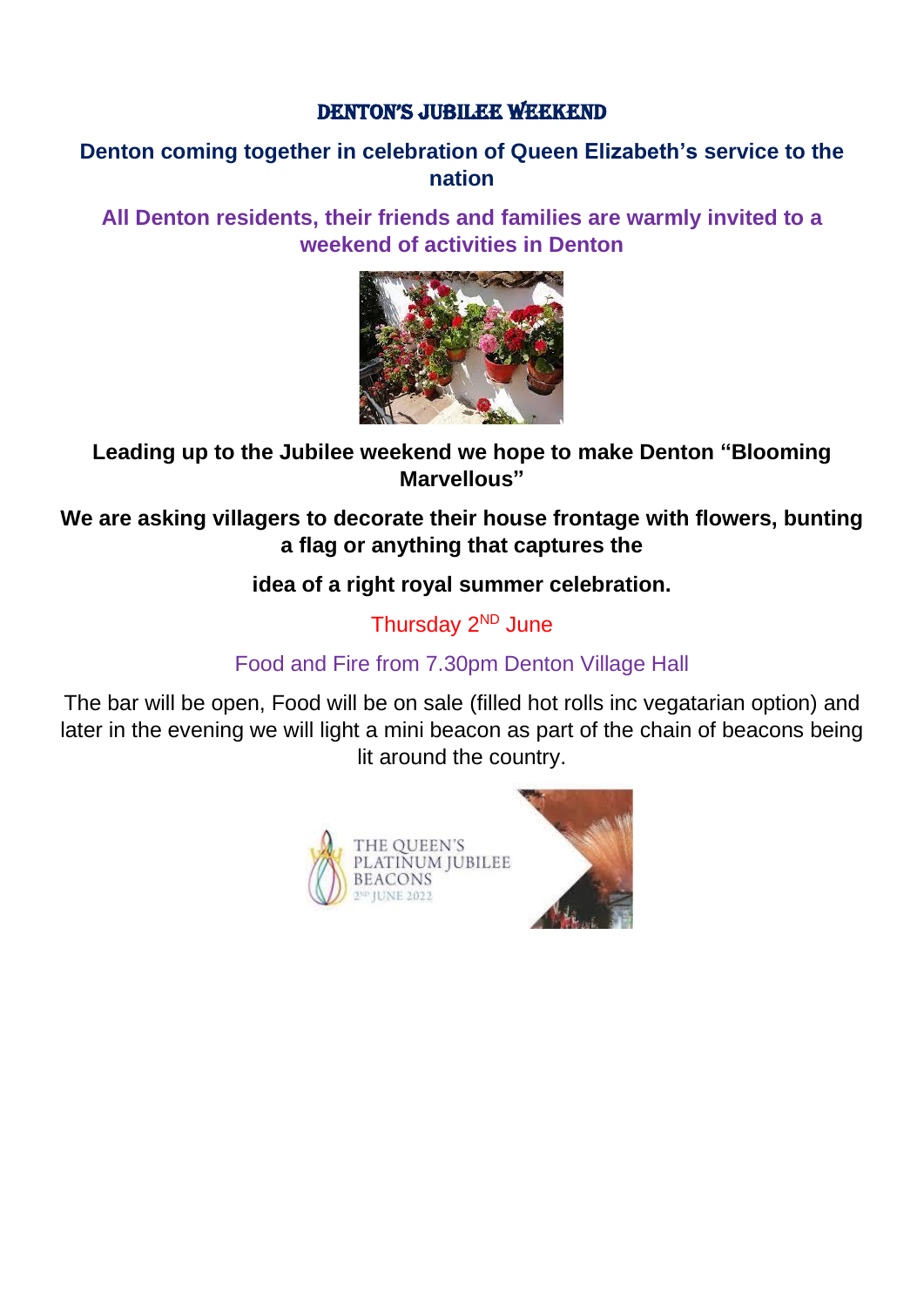# DENTON'S JUBILEE WEEKEND

**Denton coming together in celebration of Queen Elizabeth's service to the nation**

**All Denton residents, their friends and families are warmly invited to a weekend of activities in Denton**

**Leading up to the Jubilee weekend we hope to make Denton "Blooming Marvellous"**

**We are asking villagers to decorate their house frontage with flowers, bunting a flag or anything that captures the**

**idea of a right royal summer celebration.**

Thursday 2ND June

Food and Fire from 7.30pm Denton Village Hall

The bar will be open, Food will be on sale (filled hot rolls inc vegatarian option) and later in the evening we will light a mini beacon as part of the chain of beacons being lit around the country.

THE QUEEN'S PLATINUM JUBILEE BEACONS 2ND JUNE 2022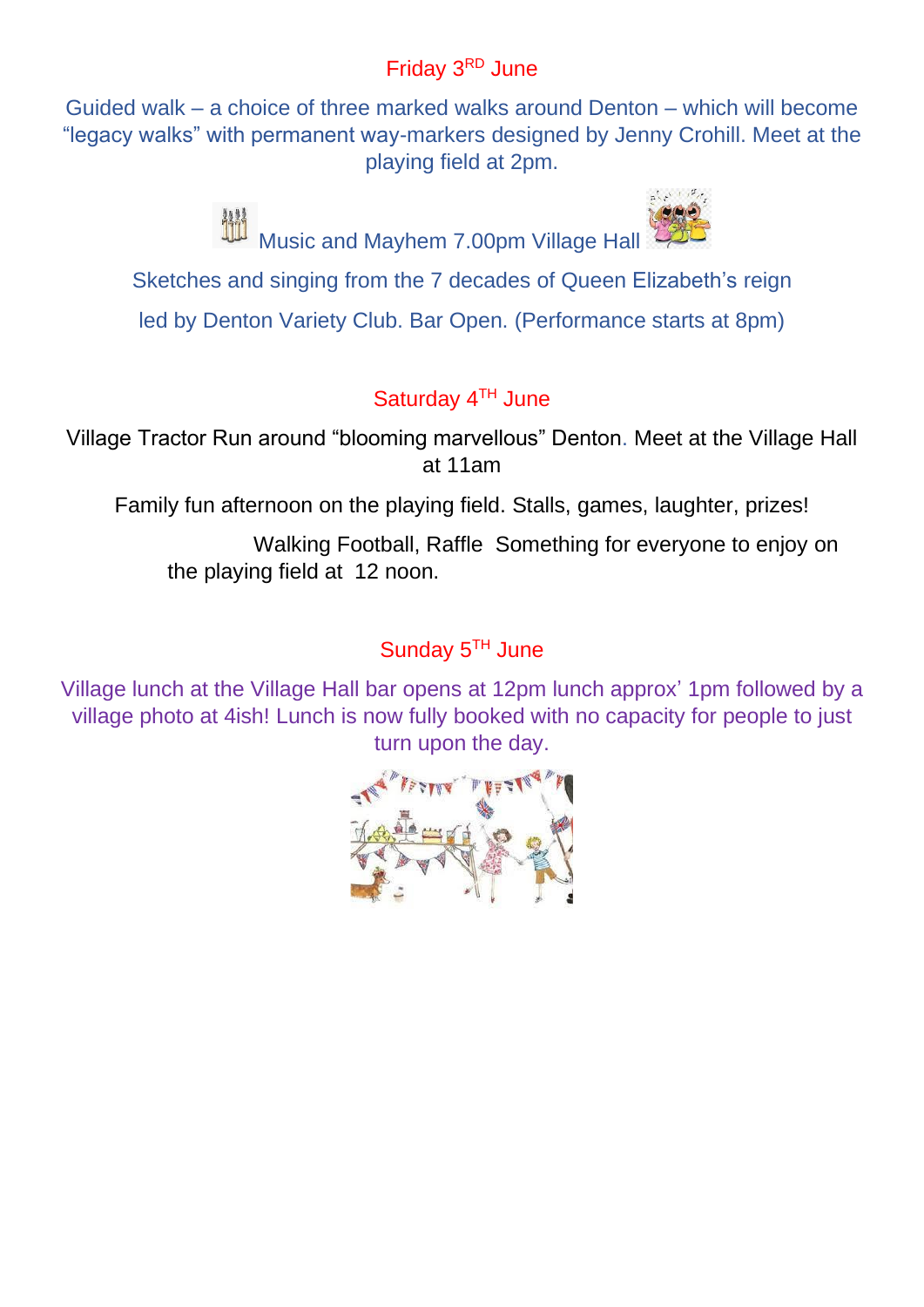## Friday 3RD June

Guided walk – a choice of three marked walks around Denton – which will become "legacy walks" with permanent way-markers designed by Jenny Crohill. Meet at the playing field at 2pm.

Music and Mayhem 7.00pm Village Hall

Sketches and singing from the 7 decades of Queen Elizabeth's reign

led by Denton Variety Club. Bar Open. (Performance starts at 8pm)

## Saturday 4TH June

Village Tractor Run around "blooming marvellous" Denton. Meet at the Village Hall at 11am

Family fun afternoon on the playing field. Stalls, games, laughter, prizes!

Walking Football, Raffle  Something for everyone to enjoy on the playing field at 12 noon.

## Sunday 5TH June

Village lunch at the Village Hall bar opens at 12pm lunch approx' 1pm followed by a village photo at 4ish! Lunch is now fully booked with no capacity for people to just turn upon the day.